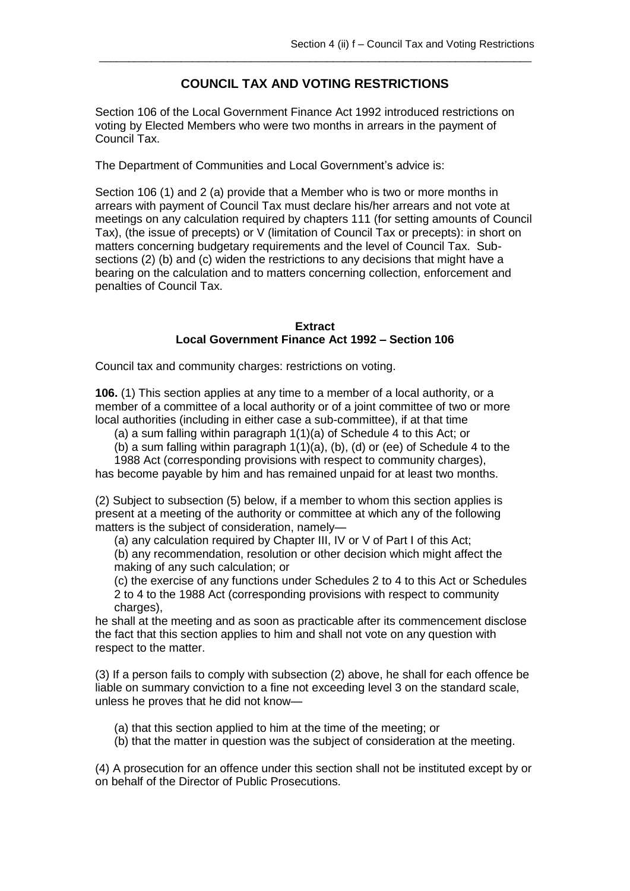# COUNCIL TAX AND VOTING RESTRICTIONS

Section 106 of the Local Government Finance Act 1992 introduced restrictions on voting by Elected Members who were two months in arrears in the payment of Council Tax.

The Department of Communities and Local Government's advice is:

Section 106 (1) and 2 (a) provide that a Member who is two or more months in arrears with payment of Council Tax must declare his/her arrears and not vote at meetings on any calculation required by chapters 111 (for setting amounts of Council Tax), (the issue of precepts) or V (limitation of Council Tax or precepts): in short on matters concerning budgetary requirements and the level of Council Tax. Sub-sections (2) (b) and (c) widen the restrictions to any decisions that might have a bearing on the calculation and to matters concerning collection, enforcement and penalties of Council Tax.

**Extract**
**Local Government Finance Act 1992 – Section 106**

Council tax and community charges: restrictions on voting.

**106.** (1) This section applies at any time to a member of a local authority, or a member of a committee of a local authority or of a joint committee of two or more local authorities (including in either case a sub-committee), if at that time

(a) a sum falling within paragraph 1(1)(a) of Schedule 4 to this Act; or

(b) a sum falling within paragraph 1(1)(a), (b), (d) or (ee) of Schedule 4 to the 1988 Act (corresponding provisions with respect to community charges),

has become payable by him and has remained unpaid for at least two months.

(2) Subject to subsection (5) below, if a member to whom this section applies is present at a meeting of the authority or committee at which any of the following matters is the subject of consideration, namely—

(a) any calculation required by Chapter III, IV or V of Part I of this Act;

(b) any recommendation, resolution or other decision which might affect the making of any such calculation; or

(c) the exercise of any functions under Schedules 2 to 4 to this Act or Schedules 2 to 4 to the 1988 Act (corresponding provisions with respect to community charges),

he shall at the meeting and as soon as practicable after its commencement disclose the fact that this section applies to him and shall not vote on any question with respect to the matter.

(3) If a person fails to comply with subsection (2) above, he shall for each offence be liable on summary conviction to a fine not exceeding level 3 on the standard scale, unless he proves that he did not know—

(a) that this section applied to him at the time of the meeting; or

(b) that the matter in question was the subject of consideration at the meeting.

(4) A prosecution for an offence under this section shall not be instituted except by or on behalf of the Director of Public Prosecutions.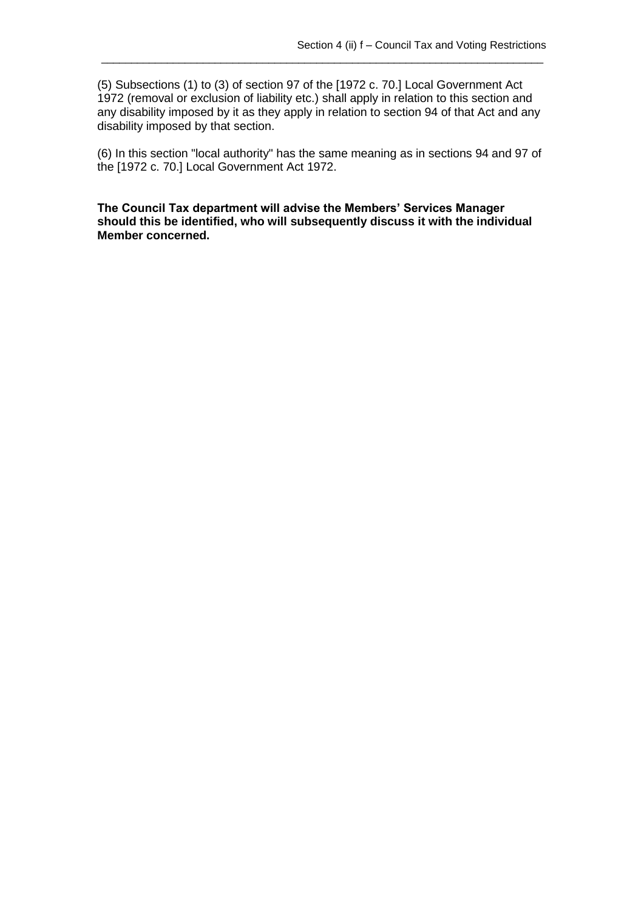(5) Subsections (1) to (3) of section 97 of the [1972 c. 70.] Local Government Act 1972 (removal or exclusion of liability etc.) shall apply in relation to this section and any disability imposed by it as they apply in relation to section 94 of that Act and any disability imposed by that section.

(6) In this section "local authority" has the same meaning as in sections 94 and 97 of the [1972 c. 70.] Local Government Act 1972.

**The Council Tax department will advise the Members' Services Manager should this be identified, who will subsequently discuss it with the individual Member concerned.**